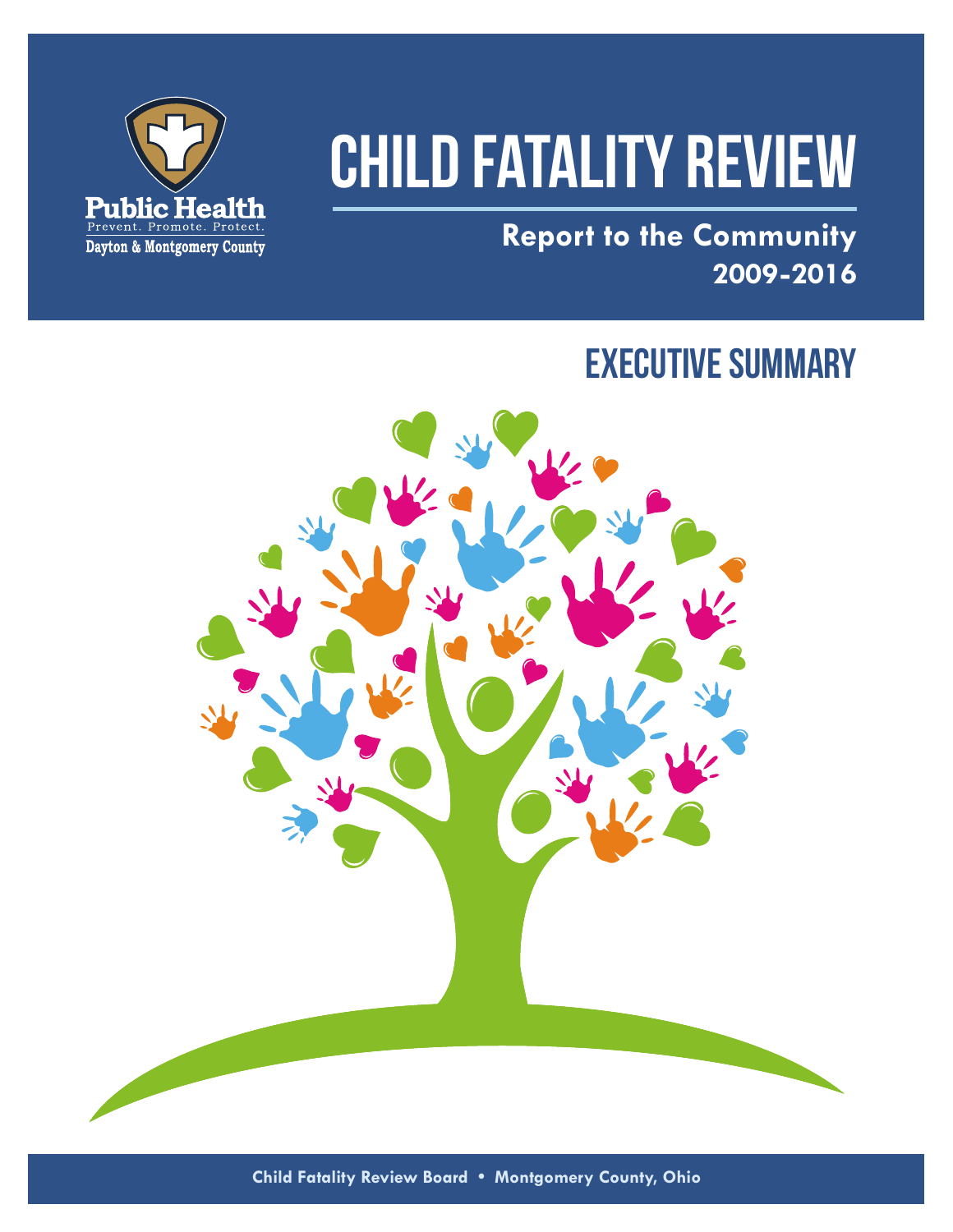Public Health
Prevent. Promote. Protect.
Dayton & Montgomery County

# CHILD FATALITY REVIEW

## Report to the Community
## 2009-2016

# EXECUTIVE SUMMARY

Child Fatality Review Board • Montgomery County, Ohio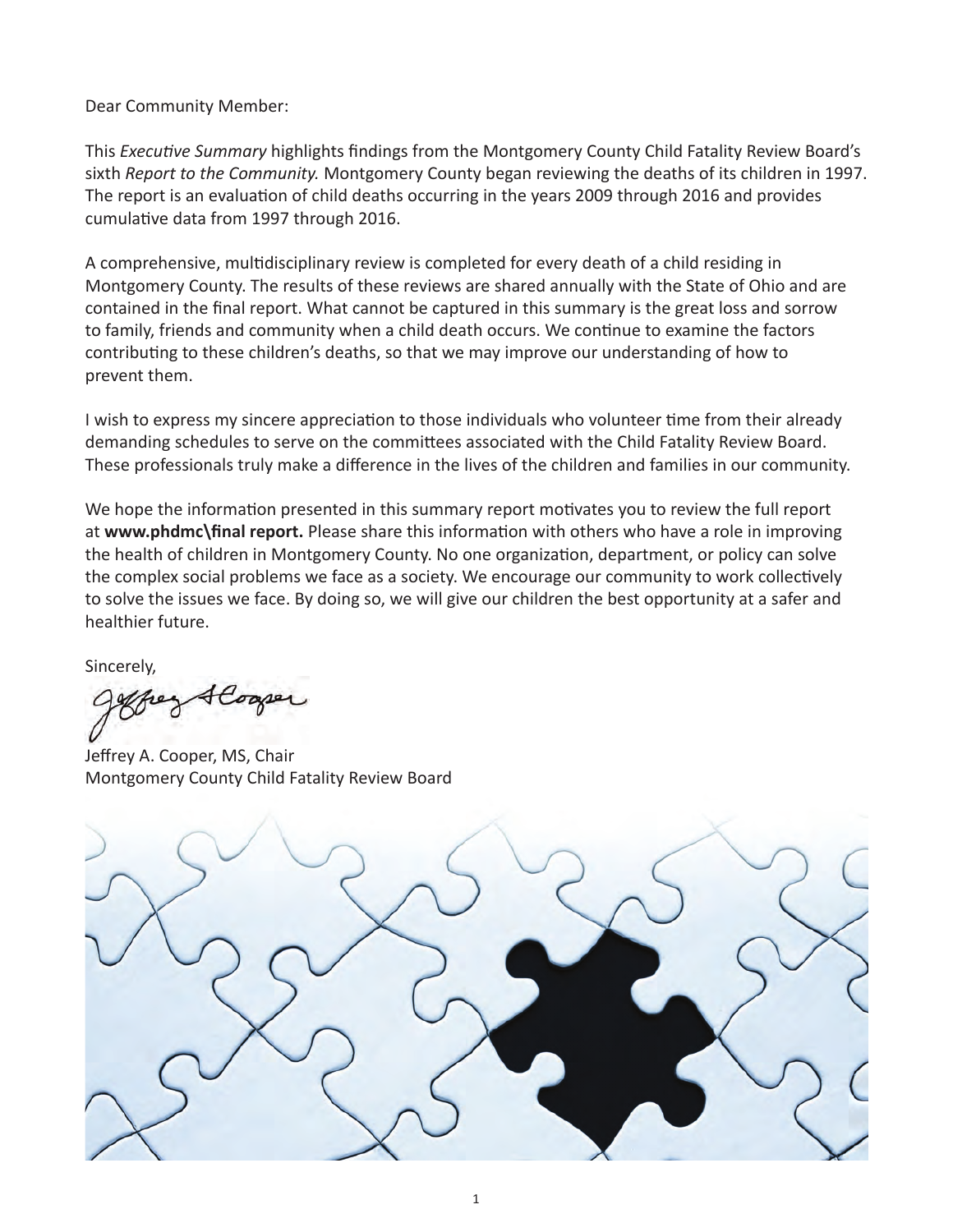Dear Community Member:

This *Executive Summary* highlights findings from the Montgomery County Child Fatality Review Board's sixth *Report to the Community.* Montgomery County began reviewing the deaths of its children in 1997. The report is an evaluation of child deaths occurring in the years 2009 through 2016 and provides cumulative data from 1997 through 2016.

A comprehensive, multidisciplinary review is completed for every death of a child residing in Montgomery County. The results of these reviews are shared annually with the State of Ohio and are contained in the final report. What cannot be captured in this summary is the great loss and sorrow to family, friends and community when a child death occurs. We continue to examine the factors contributing to these children's deaths, so that we may improve our understanding of how to prevent them.

I wish to express my sincere appreciation to those individuals who volunteer time from their already demanding schedules to serve on the committees associated with the Child Fatality Review Board. These professionals truly make a difference in the lives of the children and families in our community.

We hope the information presented in this summary report motivates you to review the full report at **www.phdmc\final report.** Please share this information with others who have a role in improving the health of children in Montgomery County. No one organization, department, or policy can solve the complex social problems we face as a society. We encourage our community to work collectively to solve the issues we face. By doing so, we will give our children the best opportunity at a safer and healthier future.

Sincerely,

Jeffrey A. Cooper, MS, Chair
Montgomery County Child Fatality Review Board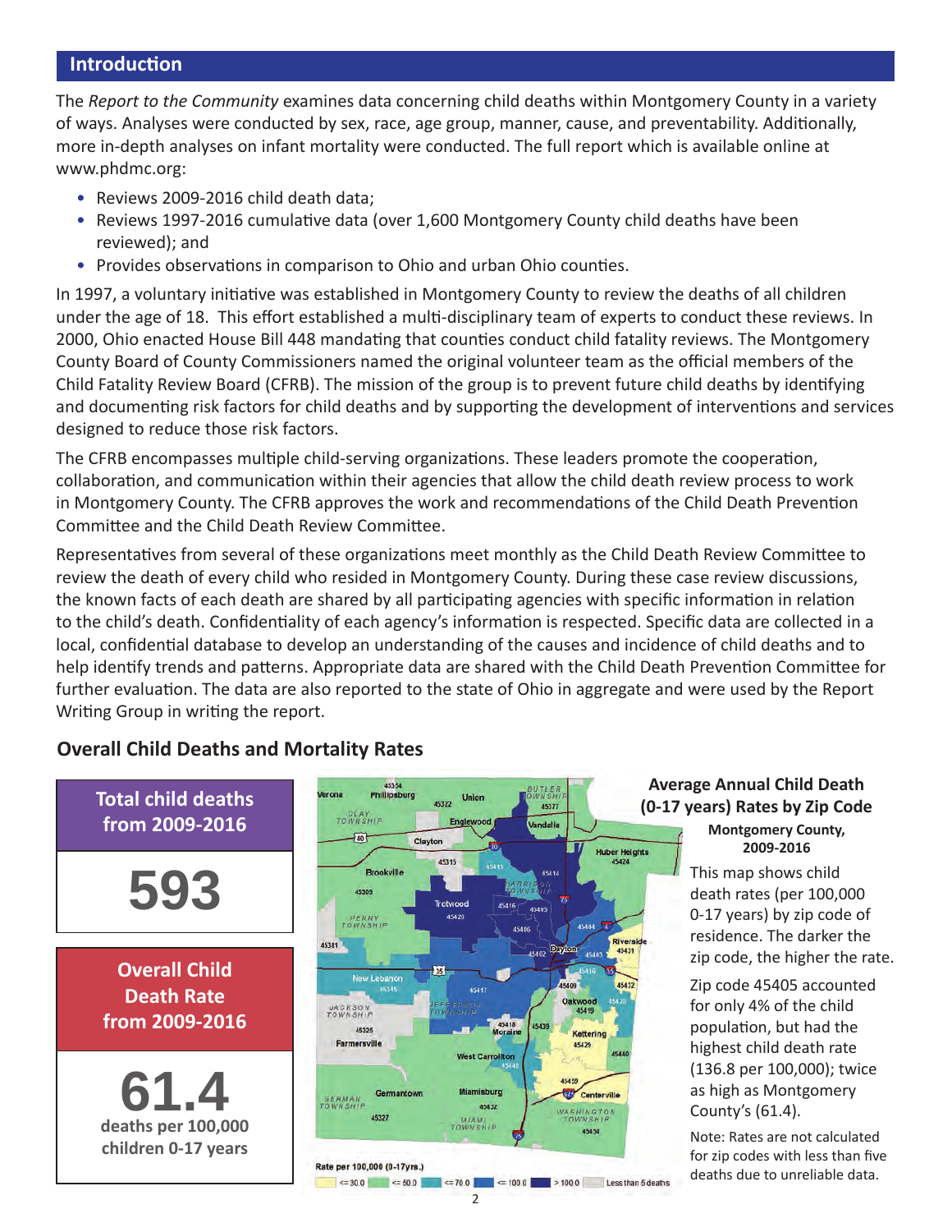## Introduction

The *Report to the Community* examines data concerning child deaths within Montgomery County in a variety of ways. Analyses were conducted by sex, race, age group, manner, cause, and preventability. Additionally, more in-depth analyses on infant mortality were conducted. The full report which is available online at www.phdmc.org:

- Reviews 2009-2016 child death data;
- Reviews 1997-2016 cumulative data (over 1,600 Montgomery County child deaths have been reviewed); and
- Provides observations in comparison to Ohio and urban Ohio counties.

In 1997, a voluntary initiative was established in Montgomery County to review the deaths of all children under the age of 18. This effort established a multi-disciplinary team of experts to conduct these reviews. In 2000, Ohio enacted House Bill 448 mandating that counties conduct child fatality reviews. The Montgomery County Board of County Commissioners named the original volunteer team as the official members of the Child Fatality Review Board (CFRB). The mission of the group is to prevent future child deaths by identifying and documenting risk factors for child deaths and by supporting the development of interventions and services designed to reduce those risk factors.

The CFRB encompasses multiple child-serving organizations. These leaders promote the cooperation, collaboration, and communication within their agencies that allow the child death review process to work in Montgomery County. The CFRB approves the work and recommendations of the Child Death Prevention Committee and the Child Death Review Committee.

Representatives from several of these organizations meet monthly as the Child Death Review Committee to review the death of every child who resided in Montgomery County. During these case review discussions, the known facts of each death are shared by all participating agencies with specific information in relation to the child's death. Confidentiality of each agency's information is respected. Specific data are collected in a local, confidential database to develop an understanding of the causes and incidence of child deaths and to help identify trends and patterns. Appropriate data are shared with the Child Death Prevention Committee for further evaluation. The data are also reported to the state of Ohio in aggregate and were used by the Report Writing Group in writing the report.

## Overall Child Deaths and Mortality Rates

**Total child deaths from 2009-2016**

**593**

**Overall Child Death Rate from 2009-2016**

**61.4**

**deaths per 100,000 children 0-17 years**

Rate per 100,000 (0-17yrs.): <=30.0 | <=50.0 | <=70.0 | <=100.0 | > 100.0 | Less than 5 deaths

### Average Annual Child Death (0-17 years) Rates by Zip Code

**Montgomery County, 2009-2016**

This map shows child death rates (per 100,000 0-17 years) by zip code of residence. The darker the zip code, the higher the rate.

Zip code 45405 accounted for only 4% of the child population, but had the highest child death rate (136.8 per 100,000); twice as high as Montgomery County's (61.4).

Note: Rates are not calculated for zip codes with less than five deaths due to unreliable data.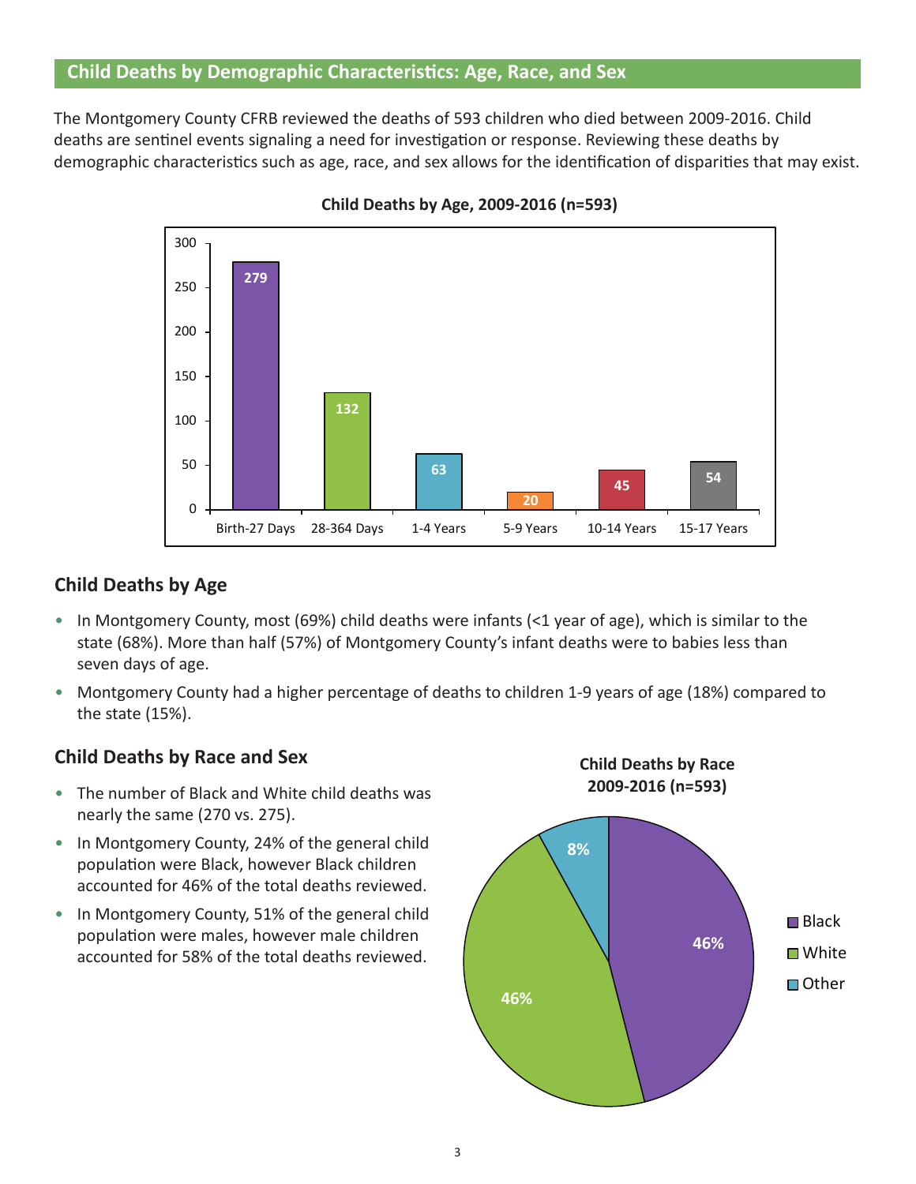## Child Deaths by Demographic Characteristics: Age, Race, and Sex

The Montgomery County CFRB reviewed the deaths of 593 children who died between 2009-2016. Child deaths are sentinel events signaling a need for investigation or response. Reviewing these deaths by demographic characteristics such as age, race, and sex allows for the identification of disparities that may exist.

**Child Deaths by Age, 2009-2016 (n=593)**

| Age | Deaths |
|---|---|
| Birth-27 Days | 279 |
| 28-364 Days | 132 |
| 1-4 Years | 63 |
| 5-9 Years | 20 |
| 10-14 Years | 45 |
| 15-17 Years | 54 |

### Child Deaths by Age

- In Montgomery County, most (69%) child deaths were infants (<1 year of age), which is similar to the state (68%). More than half (57%) of Montgomery County's infant deaths were to babies less than seven days of age.
- Montgomery County had a higher percentage of deaths to children 1-9 years of age (18%) compared to the state (15%).

### Child Deaths by Race and Sex

- The number of Black and White child deaths was nearly the same (270 vs. 275).
- In Montgomery County, 24% of the general child population were Black, however Black children accounted for 46% of the total deaths reviewed.
- In Montgomery County, 51% of the general child population were males, however male children accounted for 58% of the total deaths reviewed.

**Child Deaths by Race 2009-2016 (n=593)**

| Race | Percent |
|---|---|
| Black | 46% |
| White | 46% |
| Other | 8% |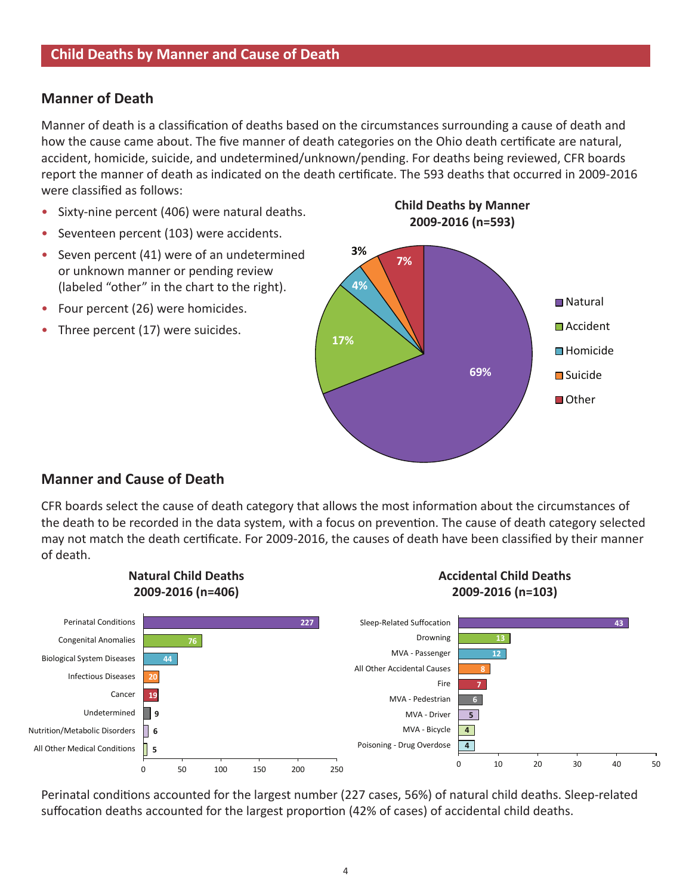## Child Deaths by Manner and Cause of Death

### Manner of Death

Manner of death is a classification of deaths based on the circumstances surrounding a cause of death and how the cause came about. The five manner of death categories on the Ohio death certificate are natural, accident, homicide, suicide, and undetermined/unknown/pending. For deaths being reviewed, CFR boards report the manner of death as indicated on the death certificate. The 593 deaths that occurred in 2009-2016 were classified as follows:

- Sixty-nine percent (406) were natural deaths.
- Seventeen percent (103) were accidents.
- Seven percent (41) were of an undetermined or unknown manner or pending review (labeled "other" in the chart to the right).
- Four percent (26) were homicides.
- Three percent (17) were suicides.

**Child Deaths by Manner 2009-2016 (n=593)**

| Manner | Percent |
|---|---|
| Natural | 69% |
| Accident | 17% |
| Homicide | 4% |
| Suicide | 3% |
| Other | 7% |

### Manner and Cause of Death

CFR boards select the cause of death category that allows the most information about the circumstances of the death to be recorded in the data system, with a focus on prevention. The cause of death category selected may not match the death certificate. For 2009-2016, the causes of death have been classified by their manner of death.

**Natural Child Deaths 2009-2016 (n=406)**

| Cause | Deaths |
|---|---|
| Perinatal Conditions | 227 |
| Congenital Anomalies | 76 |
| Biological System Diseases | 44 |
| Infectious Diseases | 20 |
| Cancer | 19 |
| Undetermined | 9 |
| Nutrition/Metabolic Disorders | 6 |
| All Other Medical Conditions | 5 |

**Accidental Child Deaths 2009-2016 (n=103)**

| Cause | Deaths |
|---|---|
| Sleep-Related Suffocation | 43 |
| Drowning | 13 |
| MVA - Passenger | 12 |
| All Other Accidental Causes | 8 |
| Fire | 7 |
| MVA - Pedestrian | 6 |
| MVA - Driver | 5 |
| MVA - Bicycle | 4 |
| Poisoning - Drug Overdose | 4 |

Perinatal conditions accounted for the largest number (227 cases, 56%) of natural child deaths. Sleep-related suffocation deaths accounted for the largest proportion (42% of cases) of accidental child deaths.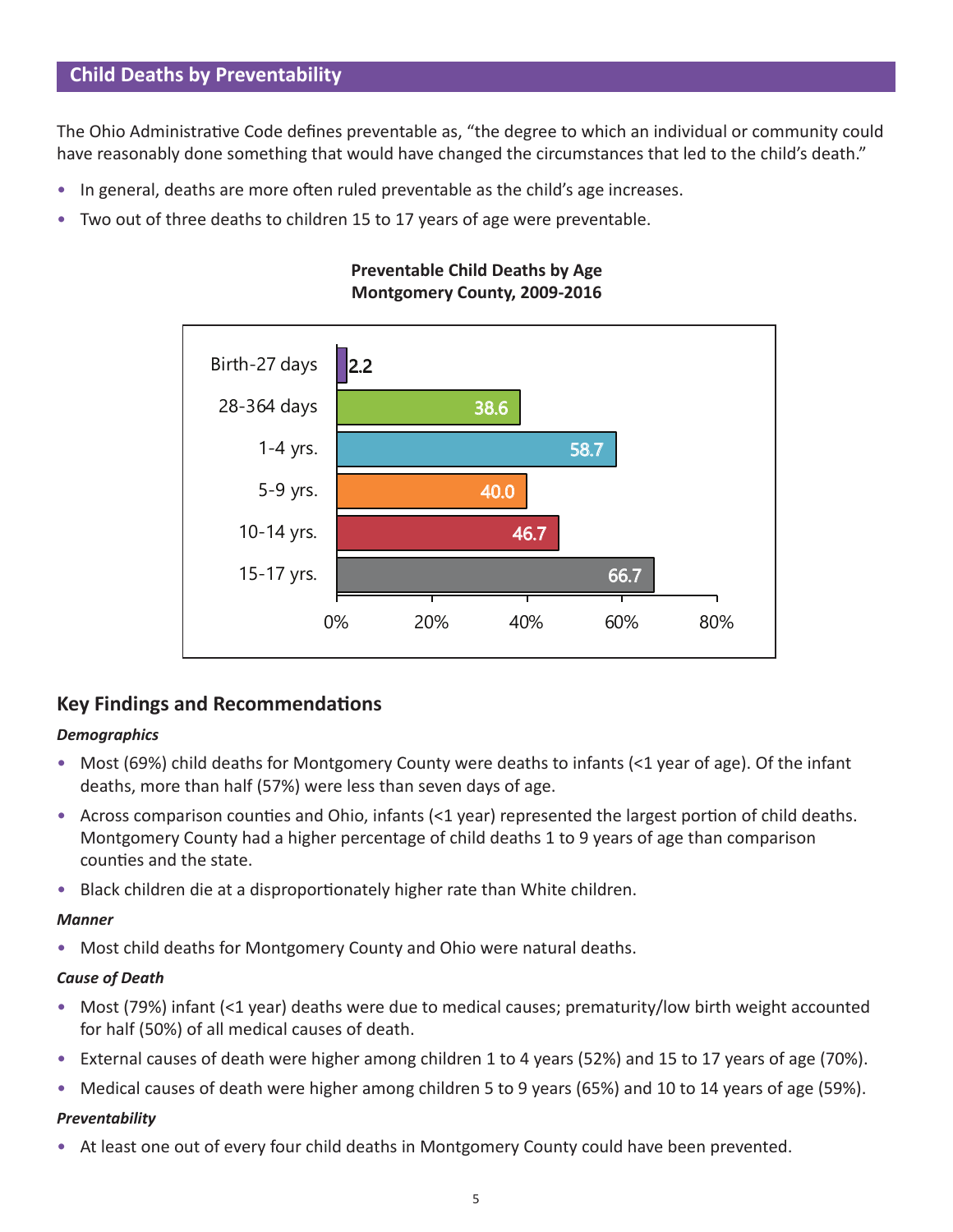## Child Deaths by Preventability

The Ohio Administrative Code defines preventable as, "the degree to which an individual or community could have reasonably done something that would have changed the circumstances that led to the child's death."

- In general, deaths are more often ruled preventable as the child's age increases.
- Two out of three deaths to children 15 to 17 years of age were preventable.

**Preventable Child Deaths by Age**
**Montgomery County, 2009-2016**

| Age | Percent |
|---|---|
| Birth-27 days | 2.2 |
| 28-364 days | 38.6 |
| 1-4 yrs. | 58.7 |
| 5-9 yrs. | 40.0 |
| 10-14 yrs. | 46.7 |
| 15-17 yrs. | 66.7 |

## Key Findings and Recommendations

***Demographics***

- Most (69%) child deaths for Montgomery County were deaths to infants (<1 year of age). Of the infant deaths, more than half (57%) were less than seven days of age.
- Across comparison counties and Ohio, infants (<1 year) represented the largest portion of child deaths. Montgomery County had a higher percentage of child deaths 1 to 9 years of age than comparison counties and the state.
- Black children die at a disproportionately higher rate than White children.

***Manner***

- Most child deaths for Montgomery County and Ohio were natural deaths.

***Cause of Death***

- Most (79%) infant (<1 year) deaths were due to medical causes; prematurity/low birth weight accounted for half (50%) of all medical causes of death.
- External causes of death were higher among children 1 to 4 years (52%) and 15 to 17 years of age (70%).
- Medical causes of death were higher among children 5 to 9 years (65%) and 10 to 14 years of age (59%).

***Preventability***

- At least one out of every four child deaths in Montgomery County could have been prevented.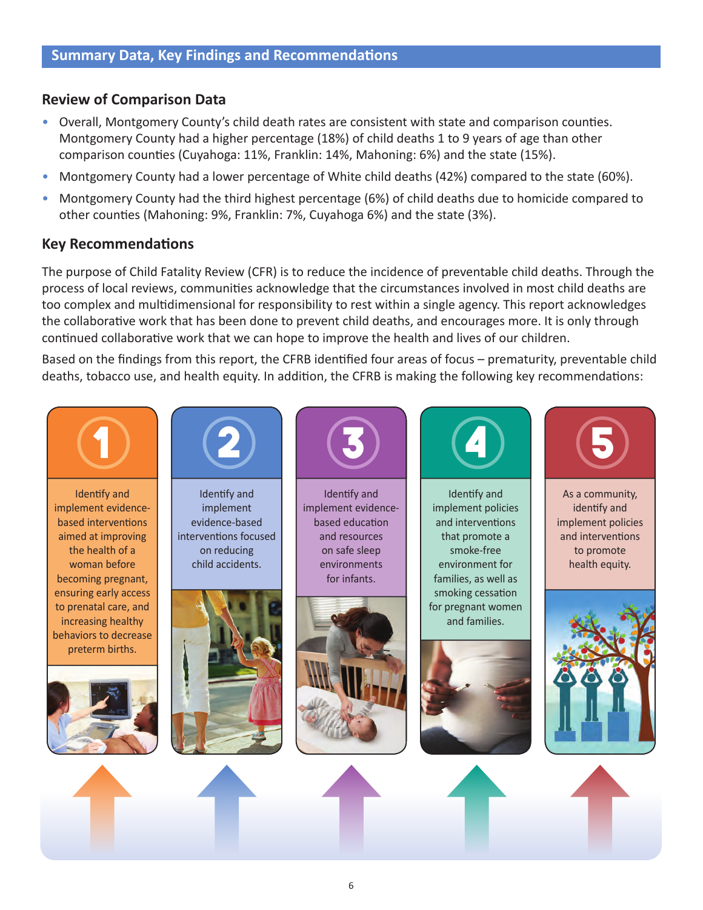## Summary Data, Key Findings and Recommendations

### Review of Comparison Data

- Overall, Montgomery County's child death rates are consistent with state and comparison counties. Montgomery County had a higher percentage (18%) of child deaths 1 to 9 years of age than other comparison counties (Cuyahoga: 11%, Franklin: 14%, Mahoning: 6%) and the state (15%).
- Montgomery County had a lower percentage of White child deaths (42%) compared to the state (60%).
- Montgomery County had the third highest percentage (6%) of child deaths due to homicide compared to other counties (Mahoning: 9%, Franklin: 7%, Cuyahoga 6%) and the state (3%).

### Key Recommendations

The purpose of Child Fatality Review (CFR) is to reduce the incidence of preventable child deaths. Through the process of local reviews, communities acknowledge that the circumstances involved in most child deaths are too complex and multidimensional for responsibility to rest within a single agency. This report acknowledges the collaborative work that has been done to prevent child deaths, and encourages more. It is only through continued collaborative work that we can hope to improve the health and lives of our children.

Based on the findings from this report, the CFRB identified four areas of focus – prematurity, preventable child deaths, tobacco use, and health equity. In addition, the CFRB is making the following key recommendations:

1. Identify and implement evidence-based interventions aimed at improving the health of a woman before becoming pregnant, ensuring early access to prenatal care, and increasing healthy behaviors to decrease preterm births.
2. Identify and implement evidence-based interventions focused on reducing child accidents.
3. Identify and implement evidence-based education and resources on safe sleep environments for infants.
4. Identify and implement policies and interventions that promote a smoke-free environment for families, as well as smoking cessation for pregnant women and families.
5. As a community, identify and implement policies and interventions to promote health equity.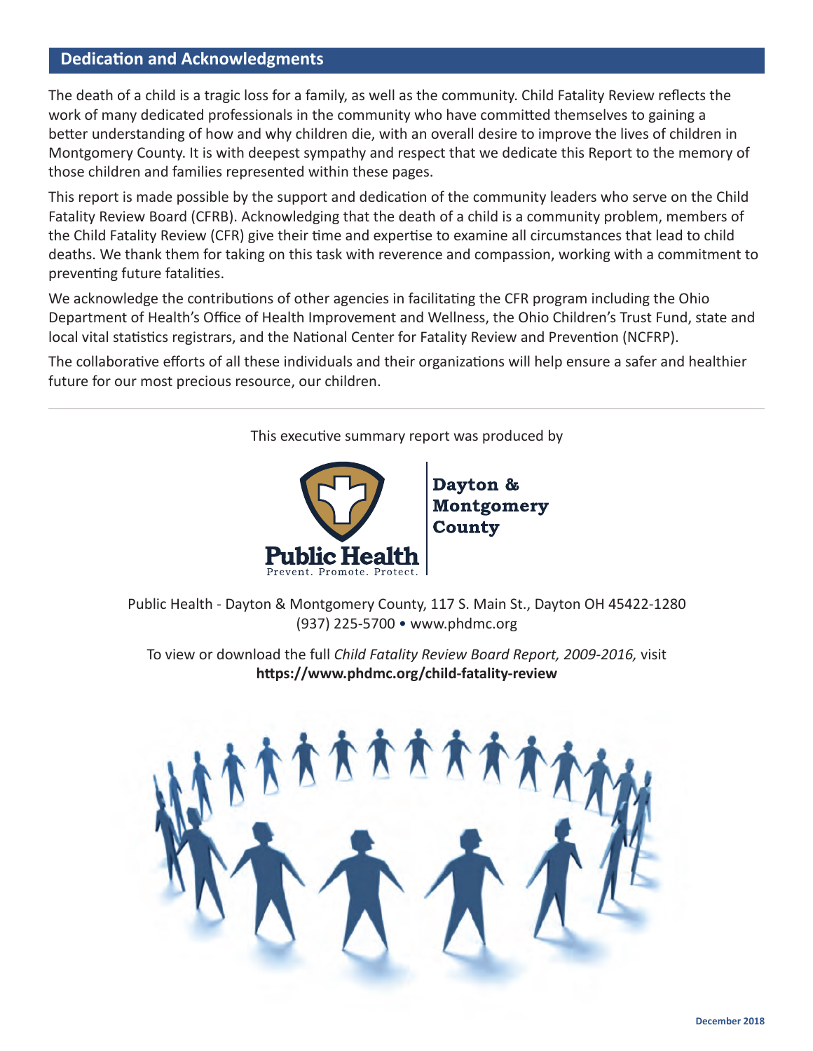## Dedication and Acknowledgments

The death of a child is a tragic loss for a family, as well as the community. Child Fatality Review reflects the work of many dedicated professionals in the community who have committed themselves to gaining a better understanding of how and why children die, with an overall desire to improve the lives of children in Montgomery County. It is with deepest sympathy and respect that we dedicate this Report to the memory of those children and families represented within these pages.

This report is made possible by the support and dedication of the community leaders who serve on the Child Fatality Review Board (CFRB). Acknowledging that the death of a child is a community problem, members of the Child Fatality Review (CFR) give their time and expertise to examine all circumstances that lead to child deaths. We thank them for taking on this task with reverence and compassion, working with a commitment to preventing future fatalities.

We acknowledge the contributions of other agencies in facilitating the CFR program including the Ohio Department of Health's Office of Health Improvement and Wellness, the Ohio Children's Trust Fund, state and local vital statistics registrars, and the National Center for Fatality Review and Prevention (NCFRP).

The collaborative efforts of all these individuals and their organizations will help ensure a safer and healthier future for our most precious resource, our children.

---

This executive summary report was produced by

**Public Health** Prevent. Promote. Protect. | **Dayton & Montgomery County**

Public Health - Dayton & Montgomery County, 117 S. Main St., Dayton OH 45422-1280
(937) 225-5700 • www.phdmc.org

To view or download the full *Child Fatality Review Board Report, 2009-2016,* visit
**https://www.phdmc.org/child-fatality-review**

December 2018